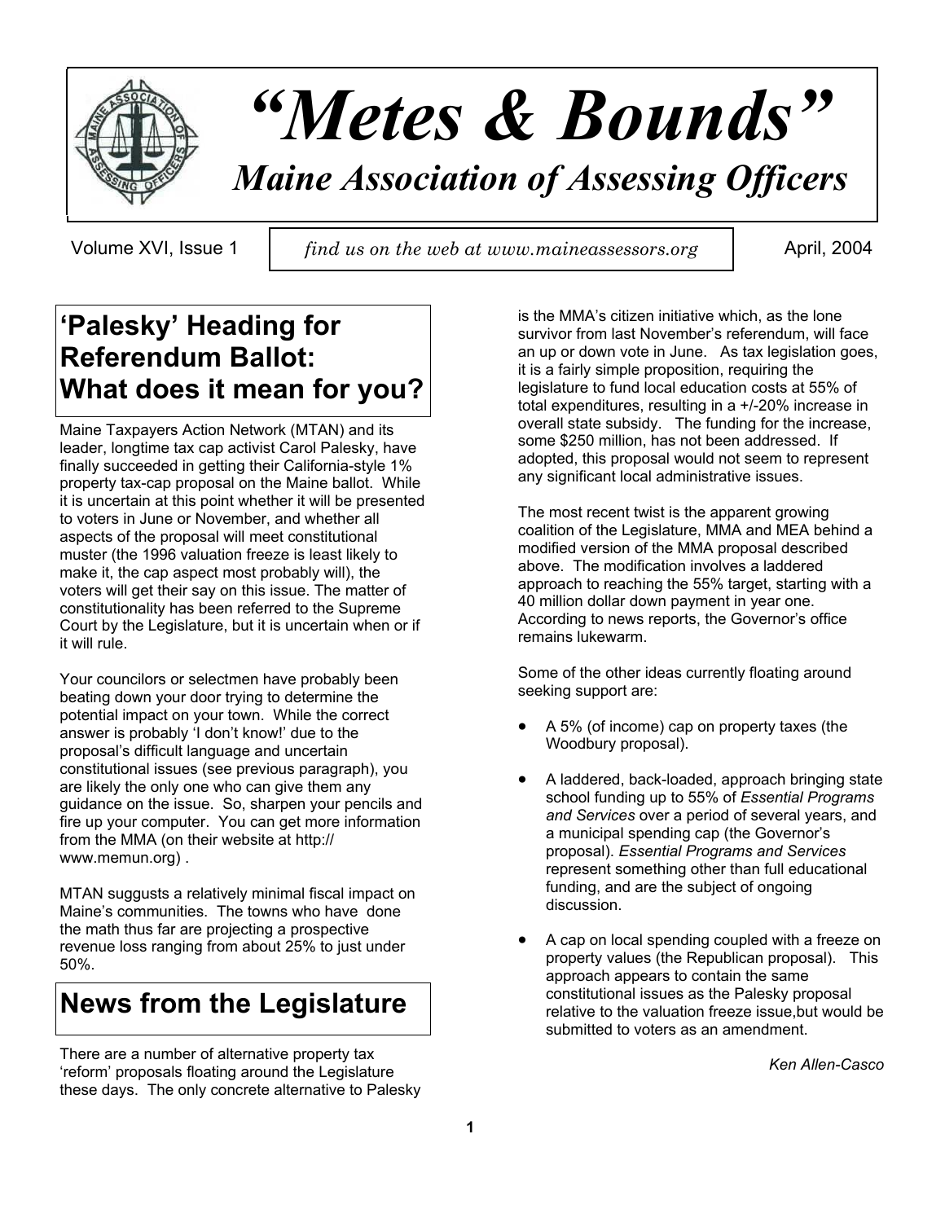# "Metes & Bounds"

## Maine Association of Assessing Officers

Volume XVI, Issue 1 | *find us on the web at www.maineassessors.org* | April, 2004

## 'Palesky' Heading for Referendum Ballot: What does it mean for you?

Maine Taxpayers Action Network (MTAN) and its leader, longtime tax cap activist Carol Palesky, have finally succeeded in getting their California-style 1% property tax-cap proposal on the Maine ballot. While it is uncertain at this point whether it will be presented to voters in June or November, and whether all aspects of the proposal will meet constitutional muster (the 1996 valuation freeze is least likely to make it, the cap aspect most probably will), the voters will get their say on this issue. The matter of constitutionality has been referred to the Supreme Court by the Legislature, but it is uncertain when or if it will rule.

Your councilors or selectmen have probably been beating down your door trying to determine the potential impact on your town. While the correct answer is probably 'I don't know!' due to the proposal's difficult language and uncertain constitutional issues (see previous paragraph), you are likely the only one who can give them any guidance on the issue. So, sharpen your pencils and fire up your computer. You can get more information from the MMA (on their website at http:// www.memun.org) .

MTAN suggusts a relatively minimal fiscal impact on Maine's communities. The towns who have done the math thus far are projecting a prospective revenue loss ranging from about 25% to just under 50%.

## News from the Legislature

There are a number of alternative property tax 'reform' proposals floating around the Legislature these days. The only concrete alternative to Palesky is the MMA's citizen initiative which, as the lone survivor from last November's referendum, will face an up or down vote in June. As tax legislation goes, it is a fairly simple proposition, requiring the legislature to fund local education costs at 55% of total expenditures, resulting in a +/-20% increase in overall state subsidy. The funding for the increase, some $250 million, has not been addressed. If adopted, this proposal would not seem to represent any significant local administrative issues.

The most recent twist is the apparent growing coalition of the Legislature, MMA and MEA behind a modified version of the MMA proposal described above. The modification involves a laddered approach to reaching the 55% target, starting with a 40 million dollar down payment in year one. According to news reports, the Governor's office remains lukewarm.

Some of the other ideas currently floating around seeking support are:

- A 5% (of income) cap on property taxes (the Woodbury proposal).
- A laddered, back-loaded, approach bringing state school funding up to 55% of *Essential Programs and Services* over a period of several years, and a municipal spending cap (the Governor's proposal). *Essential Programs and Services* represent something other than full educational funding, and are the subject of ongoing discussion.
- A cap on local spending coupled with a freeze on property values (the Republican proposal). This approach appears to contain the same constitutional issues as the Palesky proposal relative to the valuation freeze issue,but would be submitted to voters as an amendment.

*Ken Allen-Casco*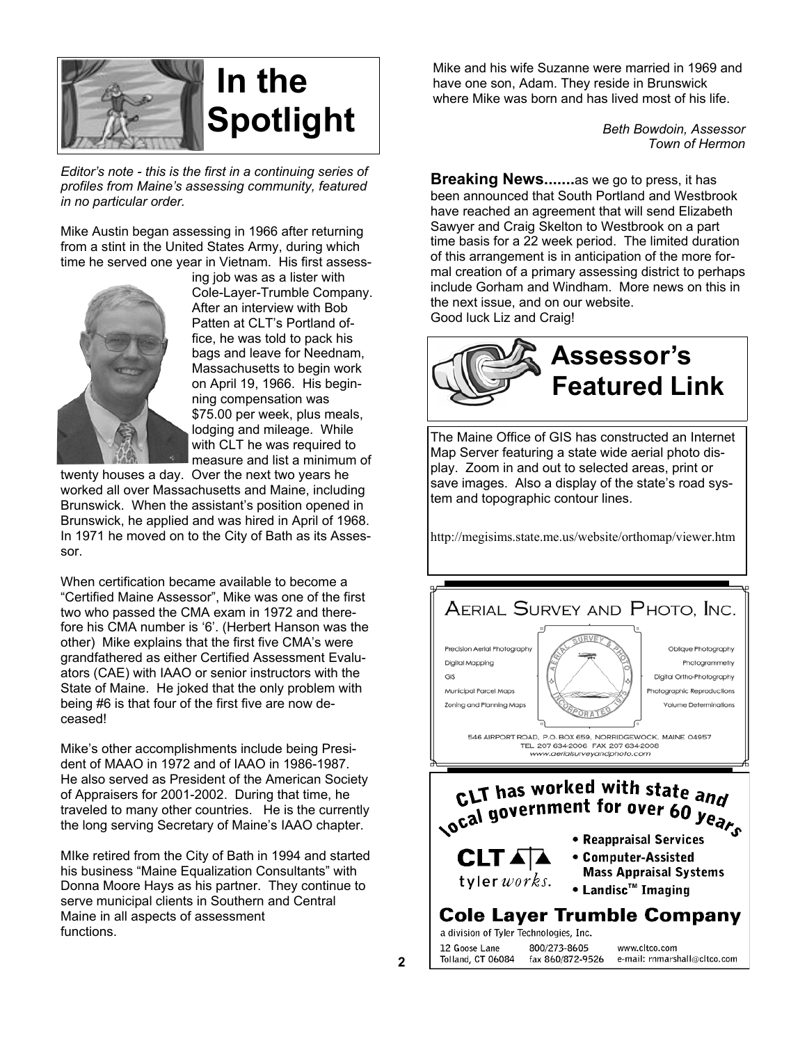# In the Spotlight

*Editor's note - this is the first in a continuing series of profiles from Maine's assessing community, featured in no particular order.*

Mike Austin began assessing in 1966 after returning from a stint in the United States Army, during which time he served one year in Vietnam. His first assessing job was as a lister with Cole-Layer-Trumble Company. After an interview with Bob Patten at CLT's Portland office, he was told to pack his bags and leave for Neednam, Massachusetts to begin work on April 19, 1966. His beginning compensation was $75.00 per week, plus meals, lodging and mileage. While with CLT he was required to measure and list a minimum of twenty houses a day. Over the next two years he worked all over Massachusetts and Maine, including Brunswick. When the assistant's position opened in Brunswick, he applied and was hired in April of 1968. In 1971 he moved on to the City of Bath as its Assessor.

When certification became available to become a "Certified Maine Assessor", Mike was one of the first two who passed the CMA exam in 1972 and therefore his CMA number is '6'. (Herbert Hanson was the other) Mike explains that the first five CMA's were grandfathered as either Certified Assessment Evaluators (CAE) with IAAO or senior instructors with the State of Maine. He joked that the only problem with being #6 is that four of the first five are now deceased!

Mike's other accomplishments include being President of MAAO in 1972 and of IAAO in 1986-1987. He also served as President of the American Society of Appraisers for 2001-2002. During that time, he traveled to many other countries. He is the currently the long serving Secretary of Maine's IAAO chapter.

MIke retired from the City of Bath in 1994 and started his business "Maine Equalization Consultants" with Donna Moore Hays as his partner. They continue to serve municipal clients in Southern and Central Maine in all aspects of assessment functions.

Mike and his wife Suzanne were married in 1969 and have one son, Adam. They reside in Brunswick where Mike was born and has lived most of his life.

*Beth Bowdoin, Assessor*
*Town of Hermon*

**Breaking News.......**as we go to press, it has been announced that South Portland and Westbrook have reached an agreement that will send Elizabeth Sawyer and Craig Skelton to Westbrook on a part time basis for a 22 week period. The limited duration of this arrangement is in anticipation of the more formal creation of a primary assessing district to perhaps include Gorham and Windham. More news on this in the next issue, and on our website.
Good luck Liz and Craig!

# Assessor's Featured Link

The Maine Office of GIS has constructed an Internet Map Server featuring a state wide aerial photo display. Zoom in and out to selected areas, print or save images. Also a display of the state's road system and topographic contour lines.

http://megisims.state.me.us/website/orthomap/viewer.htm

**AERIAL SURVEY AND PHOTO, INC.**

Precision Aerial Photography
Digital Mapping
GIS
Municipal Parcel Maps
Zoning and Planning Maps

Oblique Photography
Photogrammetry
Digital Ortho-Photography
Photographic Reproductions
Volume Determinations

546 AIRPORT ROAD, P.O. BOX 659, NORRIDGEWOCK, MAINE 04957
TEL 207 634-2006 FAX 207 634-2008
www.aerialsurveyandphoto.com

**CLT has worked with state and local government for over 60 years**

CLT tylerworks.

- Reappraisal Services
- Computer-Assisted Mass Appraisal Systems
- Landisc™ Imaging

**Cole Layer Trumble Company**
a division of Tyler Technologies, Inc.
12 Goose Lane, Tolland, CT 06084 — 800/273-8605, fax 860/872-9526 — www.cltco.com, e-mail: rnmarshall@cltco.com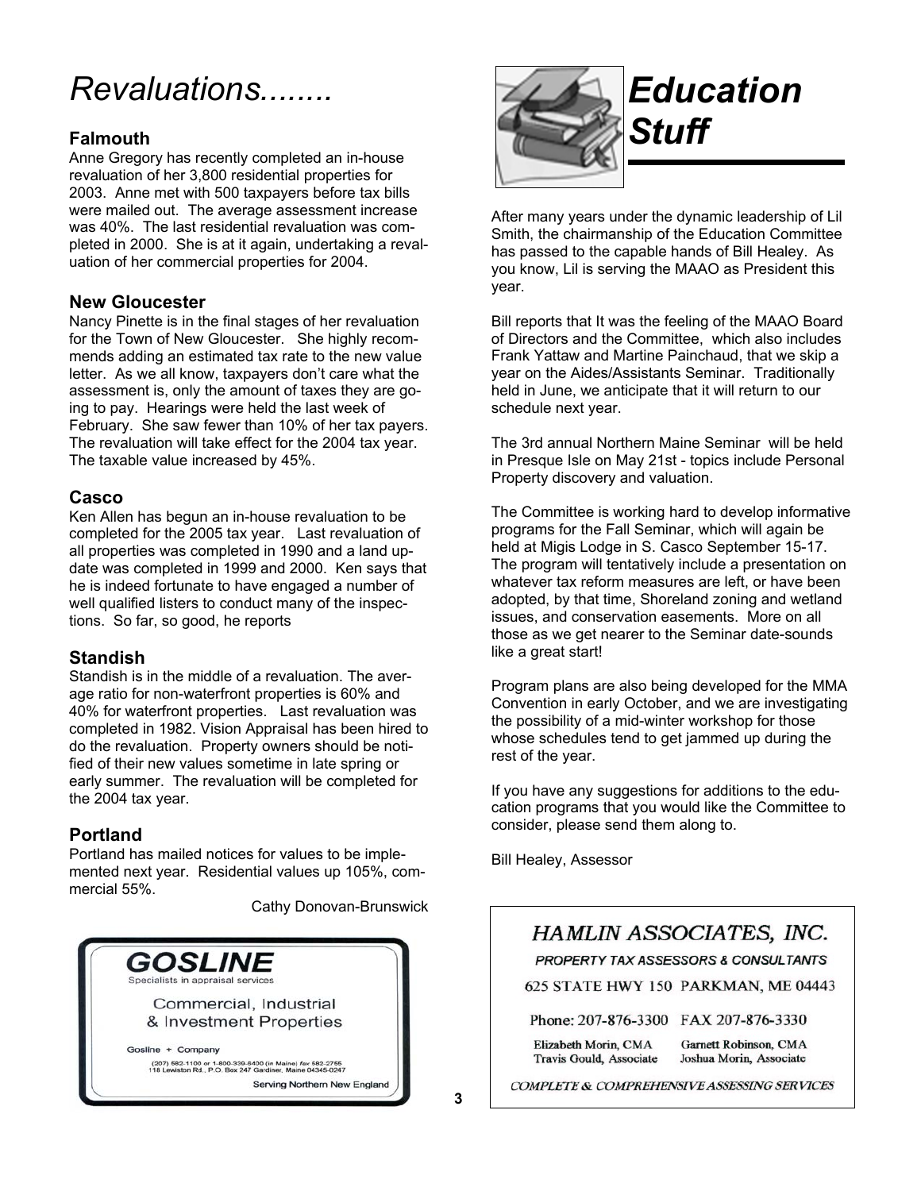# *Revaluations........*

### Falmouth

Anne Gregory has recently completed an in-house revaluation of her 3,800 residential properties for 2003. Anne met with 500 taxpayers before tax bills were mailed out. The average assessment increase was 40%. The last residential revaluation was completed in 2000. She is at it again, undertaking a revaluation of her commercial properties for 2004.

### New Gloucester

Nancy Pinette is in the final stages of her revaluation for the Town of New Gloucester. She highly recommends adding an estimated tax rate to the new value letter. As we all know, taxpayers don't care what the assessment is, only the amount of taxes they are going to pay. Hearings were held the last week of February. She saw fewer than 10% of her tax payers. The revaluation will take effect for the 2004 tax year. The taxable value increased by 45%.

### Casco

Ken Allen has begun an in-house revaluation to be completed for the 2005 tax year. Last revaluation of all properties was completed in 1990 and a land update was completed in 1999 and 2000. Ken says that he is indeed fortunate to have engaged a number of well qualified listers to conduct many of the inspections. So far, so good, he reports

### Standish

Standish is in the middle of a revaluation. The average ratio for non-waterfront properties is 60% and 40% for waterfront properties. Last revaluation was completed in 1982. Vision Appraisal has been hired to do the revaluation. Property owners should be notified of their new values sometime in late spring or early summer. The revaluation will be completed for the 2004 tax year.

### Portland

Portland has mailed notices for values to be implemented next year. Residential values up 105%, commercial 55%.

Cathy Donovan-Brunswick

**GOSLINE**
Specialists in appraisal services

Commercial, Industrial & Investment Properties

Gosline + Company
(207) 582-1100 or 1-800-339-6400 (in Maine) fax 582-2765
118 Lewiston Rd., P.O. Box 247 Gardiner, Maine 04345-0247

Serving Northern New England

# *Education Stuff*

After many years under the dynamic leadership of Lil Smith, the chairmanship of the Education Committee has passed to the capable hands of Bill Healey. As you know, Lil is serving the MAAO as President this year.

Bill reports that It was the feeling of the MAAO Board of Directors and the Committee, which also includes Frank Yattaw and Martine Painchaud, that we skip a year on the Aides/Assistants Seminar. Traditionally held in June, we anticipate that it will return to our schedule next year.

The 3rd annual Northern Maine Seminar will be held in Presque Isle on May 21st - topics include Personal Property discovery and valuation.

The Committee is working hard to develop informative programs for the Fall Seminar, which will again be held at Migis Lodge in S. Casco September 15-17. The program will tentatively include a presentation on whatever tax reform measures are left, or have been adopted, by that time, Shoreland zoning and wetland issues, and conservation easements. More on all those as we get nearer to the Seminar date-sounds like a great start!

Program plans are also being developed for the MMA Convention in early October, and we are investigating the possibility of a mid-winter workshop for those whose schedules tend to get jammed up during the rest of the year.

If you have any suggestions for additions to the education programs that you would like the Committee to consider, please send them along to.

Bill Healey, Assessor

*HAMLIN ASSOCIATES, INC.*

*PROPERTY TAX ASSESSORS & CONSULTANTS*

625 STATE HWY 150 PARKMAN, ME 04443

Phone: 207-876-3300 FAX 207-876-3330

Elizabeth Morin, CMA — Garnett Robinson, CMA
Travis Gould, Associate — Joshua Morin, Associate

*COMPLETE & COMPREHENSIVE ASSESSING SERVICES*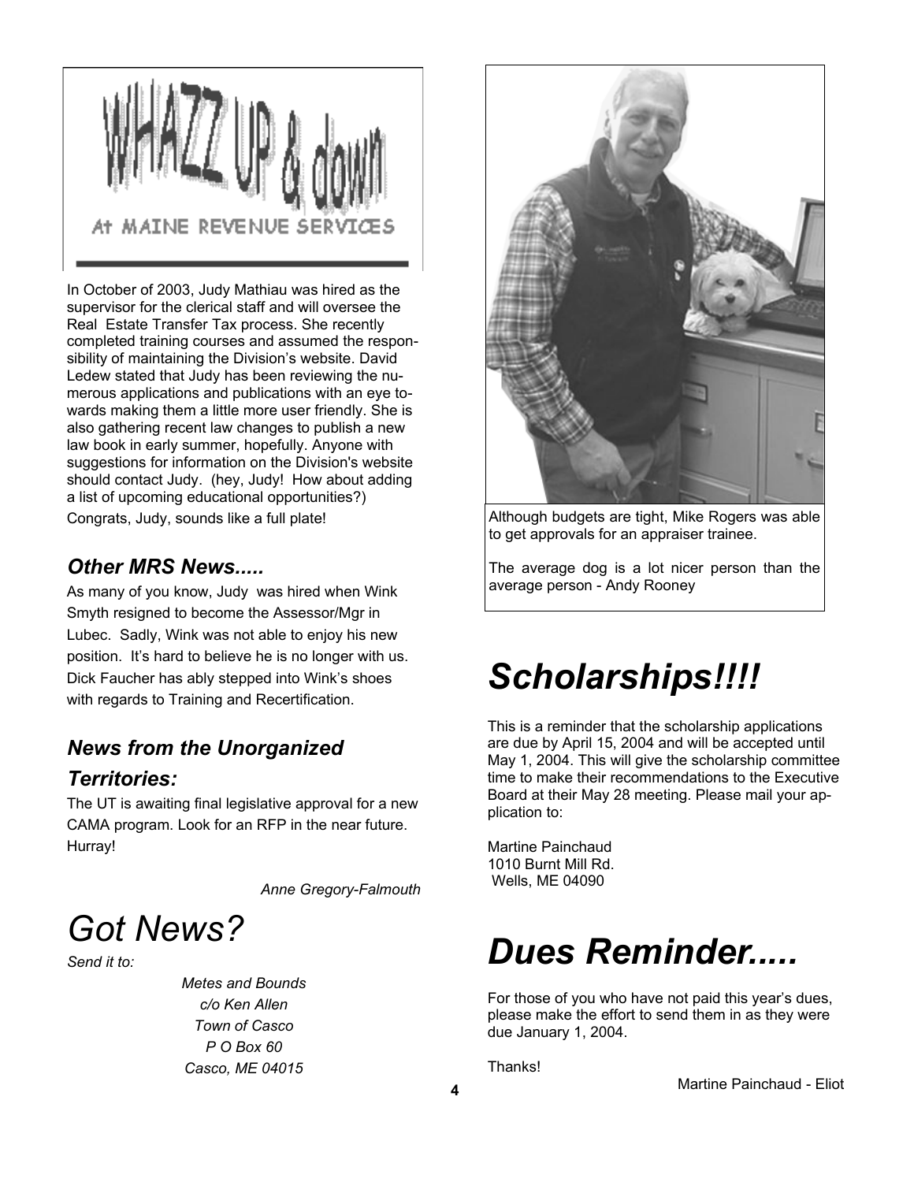# WHAZZ UP & down

At MAINE REVENUE SERVICES

In October of 2003, Judy Mathiau was hired as the supervisor for the clerical staff and will oversee the Real Estate Transfer Tax process. She recently completed training courses and assumed the responsibility of maintaining the Division's website. David Ledew stated that Judy has been reviewing the numerous applications and publications with an eye towards making them a little more user friendly. She is also gathering recent law changes to publish a new law book in early summer, hopefully. Anyone with suggestions for information on the Division's website should contact Judy. (hey, Judy! How about adding a list of upcoming educational opportunities?) Congrats, Judy, sounds like a full plate!

## *Other MRS News.....*

As many of you know, Judy was hired when Wink Smyth resigned to become the Assessor/Mgr in Lubec. Sadly, Wink was not able to enjoy his new position. It's hard to believe he is no longer with us. Dick Faucher has ably stepped into Wink's shoes with regards to Training and Recertification.

## *News from the Unorganized Territories:*

The UT is awaiting final legislative approval for a new CAMA program. Look for an RFP in the near future. Hurray!

*Anne Gregory-Falmouth*

Although budgets are tight, Mike Rogers was able to get approvals for an appraiser trainee.

The average dog is a lot nicer person than the average person - Andy Rooney

# *Got News?*

*Send it to:*

*Metes and Bounds*
*c/o Ken Allen*
*Town of Casco*
*P O Box 60*
*Casco, ME 04015*

# ***Scholarships!!!!***

This is a reminder that the scholarship applications are due by April 15, 2004 and will be accepted until May 1, 2004. This will give the scholarship committee time to make their recommendations to the Executive Board at their May 28 meeting. Please mail your application to:

Martine Painchaud
1010 Burnt Mill Rd.
Wells, ME 04090

# ***Dues Reminder.....***

For those of you who have not paid this year's dues, please make the effort to send them in as they were due January 1, 2004.

Thanks!

Martine Painchaud - Eliot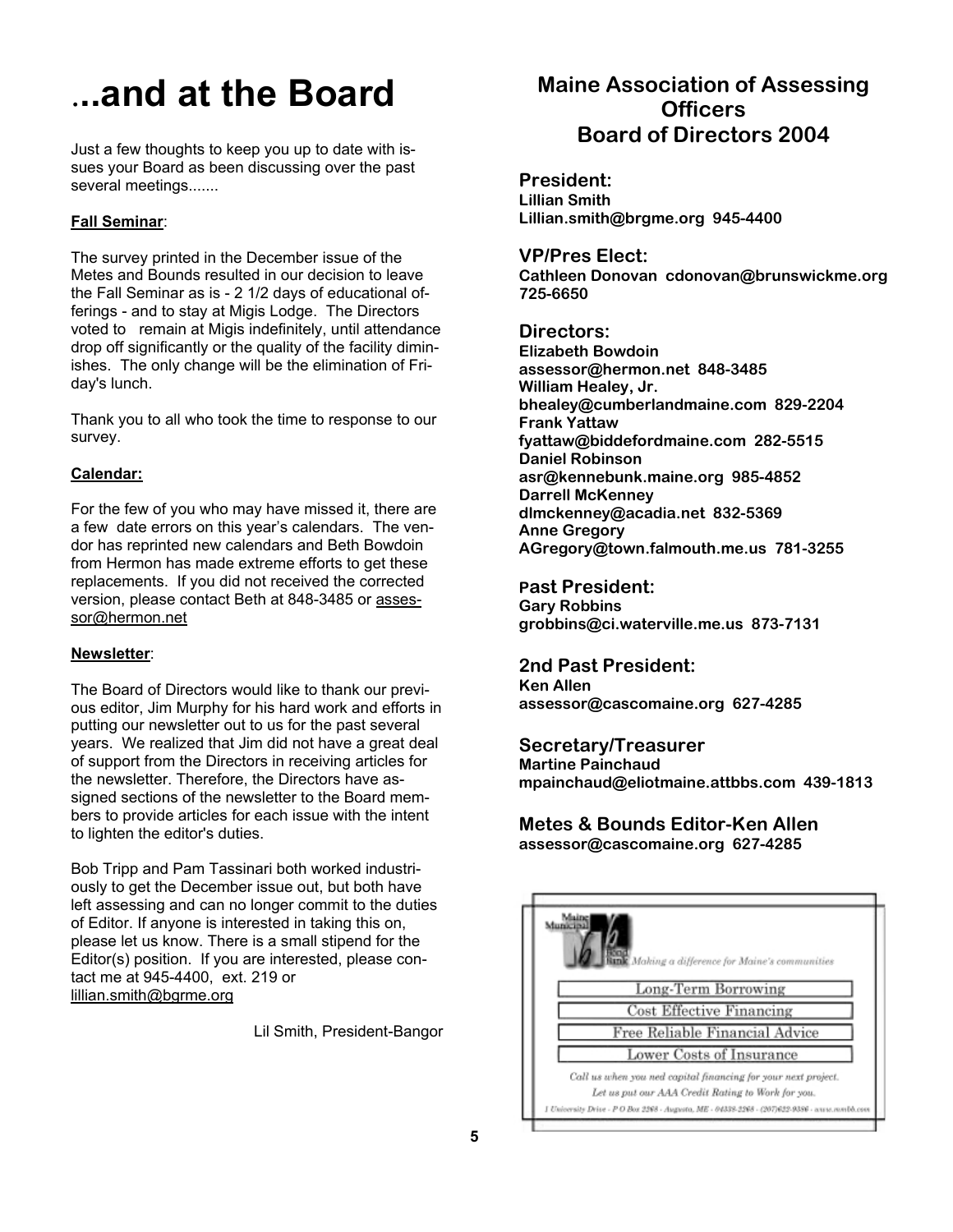# ...and at the Board

Just a few thoughts to keep you up to date with issues your Board as been discussing over the past several meetings.......

**Fall Seminar**:

The survey printed in the December issue of the Metes and Bounds resulted in our decision to leave the Fall Seminar as is - 2 1/2 days of educational offerings - and to stay at Migis Lodge. The Directors voted to remain at Migis indefinitely, until attendance drop off significantly or the quality of the facility diminishes. The only change will be the elimination of Friday's lunch.

Thank you to all who took the time to response to our survey.

**Calendar:**

For the few of you who may have missed it, there are a few date errors on this year's calendars. The vendor has reprinted new calendars and Beth Bowdoin from Hermon has made extreme efforts to get these replacements. If you did not received the corrected version, please contact Beth at 848-3485 or assessor@hermon.net

**Newsletter**:

The Board of Directors would like to thank our previous editor, Jim Murphy for his hard work and efforts in putting our newsletter out to us for the past several years. We realized that Jim did not have a great deal of support from the Directors in receiving articles for the newsletter. Therefore, the Directors have assigned sections of the newsletter to the Board members to provide articles for each issue with the intent to lighten the editor's duties.

Bob Tripp and Pam Tassinari both worked industriously to get the December issue out, but both have left assessing and can no longer commit to the duties of Editor. If anyone is interested in taking this on, please let us know. There is a small stipend for the Editor(s) position. If you are interested, please contact me at 945-4400, ext. 219 or lillian.smith@bgrme.org

Lil Smith, President-Bangor

## Maine Association of Assessing Officers Board of Directors 2004

### President:

**Lillian Smith**
**Lillian.smith@brgme.org 945-4400**

### VP/Pres Elect:

**Cathleen Donovan cdonovan@brunswickme.org 725-6650**

### Directors:

**Elizabeth Bowdoin**
**assessor@hermon.net 848-3485**
**William Healey, Jr.**
**bhealey@cumberlandmaine.com 829-2204**
**Frank Yattaw**
**fyattaw@biddefordmaine.com 282-5515**
**Daniel Robinson**
**asr@kennebunk.maine.org 985-4852**
**Darrell McKenney**
**dlmckenney@acadia.net 832-5369**
**Anne Gregory**
**AGregory@town.falmouth.me.us 781-3255**

### Past President:

**Gary Robbins**
**grobbins@ci.waterville.me.us 873-7131**

### 2nd Past President:

**Ken Allen**
**assessor@cascomaine.org 627-4285**

### Secretary/Treasurer

**Martine Painchaud**
**mpainchaud@eliotmaine.attbbs.com 439-1813**

### Metes & Bounds Editor-Ken Allen

**assessor@cascomaine.org 627-4285**

Maine Municipal Bond Bank *Making a difference for Maine's communities*

- Long-Term Borrowing
- Cost Effective Financing
- Free Reliable Financial Advice
- Lower Costs of Insurance

*Call us when you ned capital financing for your next project.*
*Let us put our AAA Credit Rating to Work for you.*
*1 University Drive - P O Box 2268 - Augusta, ME - 04338-2268 - (207)622-9386 - www.mmbb.com*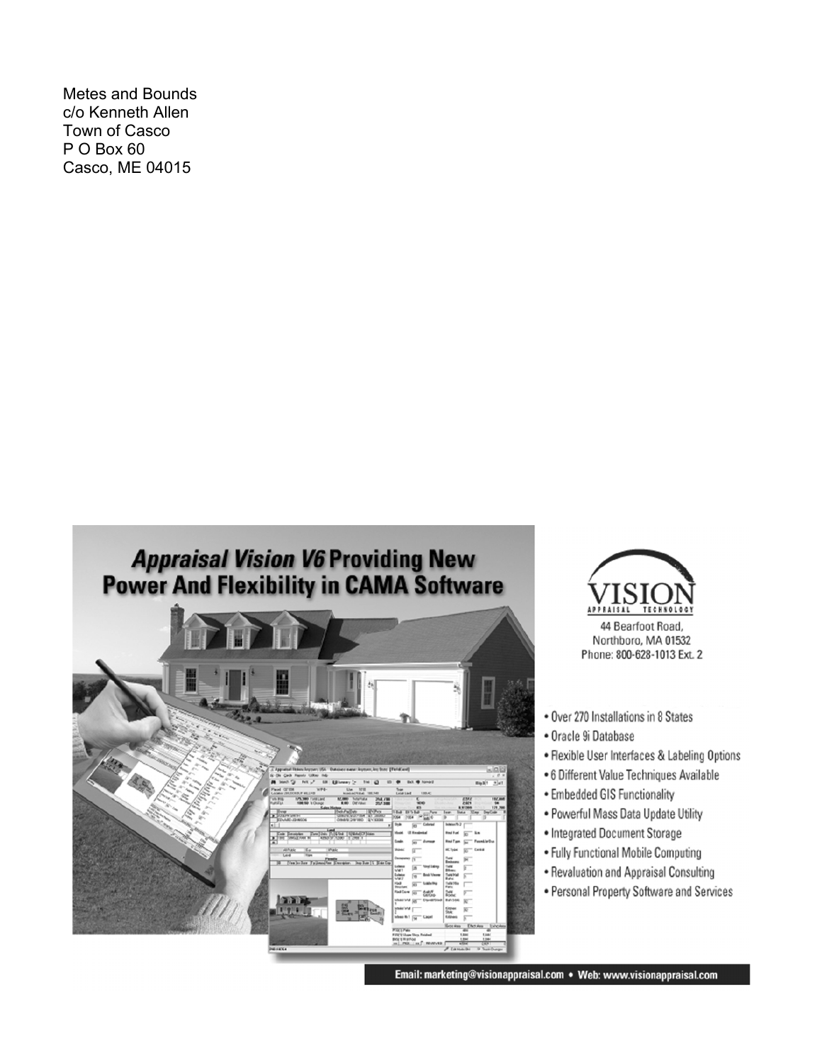Metes and Bounds
c/o Kenneth Allen
Town of Casco
P O Box 60
Casco, ME 04015

***Appraisal Vision V6* Providing New Power And Flexibility in CAMA Software**

**VISION**
APPRAISAL TECHNOLOGY

44 Bearfoot Road,
Northboro, MA 01532
Phone: 800-628-1013 Ext. 2

- Over 270 Installations in 8 States
- Oracle 9i Database
- Flexible User Interfaces & Labeling Options
- 6 Different Value Techniques Available
- Embedded GIS Functionality
- Powerful Mass Data Update Utility
- Integrated Document Storage
- Fully Functional Mobile Computing
- Revaluation and Appraisal Consulting
- Personal Property Software and Services

**Email: marketing@visionappraisal.com • Web: www.visionappraisal.com**